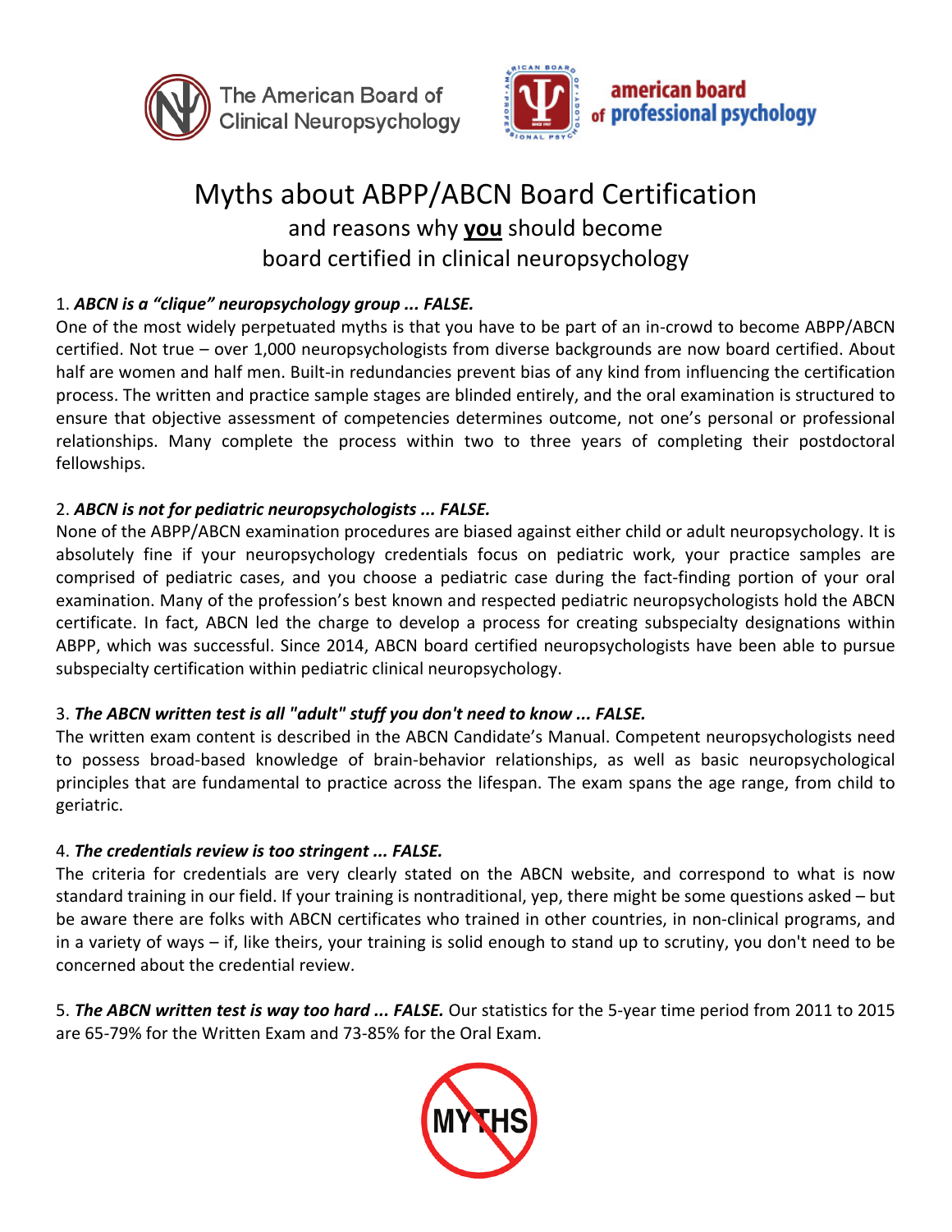The American Board of Clinical Neuropsychology

american board of professional psychology

# Myths about ABPP/ABCN Board Certification

## and reasons why **you** should become board certified in clinical neuropsychology

1. ***ABCN is a "clique" neuropsychology group ... FALSE.***
One of the most widely perpetuated myths is that you have to be part of an in-crowd to become ABPP/ABCN certified. Not true – over 1,000 neuropsychologists from diverse backgrounds are now board certified. About half are women and half men. Built-in redundancies prevent bias of any kind from influencing the certification process. The written and practice sample stages are blinded entirely, and the oral examination is structured to ensure that objective assessment of competencies determines outcome, not one's personal or professional relationships. Many complete the process within two to three years of completing their postdoctoral fellowships.

2. ***ABCN is not for pediatric neuropsychologists ... FALSE.***
None of the ABPP/ABCN examination procedures are biased against either child or adult neuropsychology. It is absolutely fine if your neuropsychology credentials focus on pediatric work, your practice samples are comprised of pediatric cases, and you choose a pediatric case during the fact-finding portion of your oral examination. Many of the profession's best known and respected pediatric neuropsychologists hold the ABCN certificate. In fact, ABCN led the charge to develop a process for creating subspecialty designations within ABPP, which was successful. Since 2014, ABCN board certified neuropsychologists have been able to pursue subspecialty certification within pediatric clinical neuropsychology.

3. ***The ABCN written test is all "adult" stuff you don't need to know ... FALSE.***
The written exam content is described in the ABCN Candidate's Manual. Competent neuropsychologists need to possess broad-based knowledge of brain-behavior relationships, as well as basic neuropsychological principles that are fundamental to practice across the lifespan. The exam spans the age range, from child to geriatric.

4. ***The credentials review is too stringent ... FALSE.***
The criteria for credentials are very clearly stated on the ABCN website, and correspond to what is now standard training in our field. If your training is nontraditional, yep, there might be some questions asked – but be aware there are folks with ABCN certificates who trained in other countries, in non-clinical programs, and in a variety of ways – if, like theirs, your training is solid enough to stand up to scrutiny, you don't need to be concerned about the credential review.

5. ***The ABCN written test is way too hard ... FALSE.*** Our statistics for the 5-year time period from 2011 to 2015 are 65-79% for the Written Exam and 73-85% for the Oral Exam.

MYTHS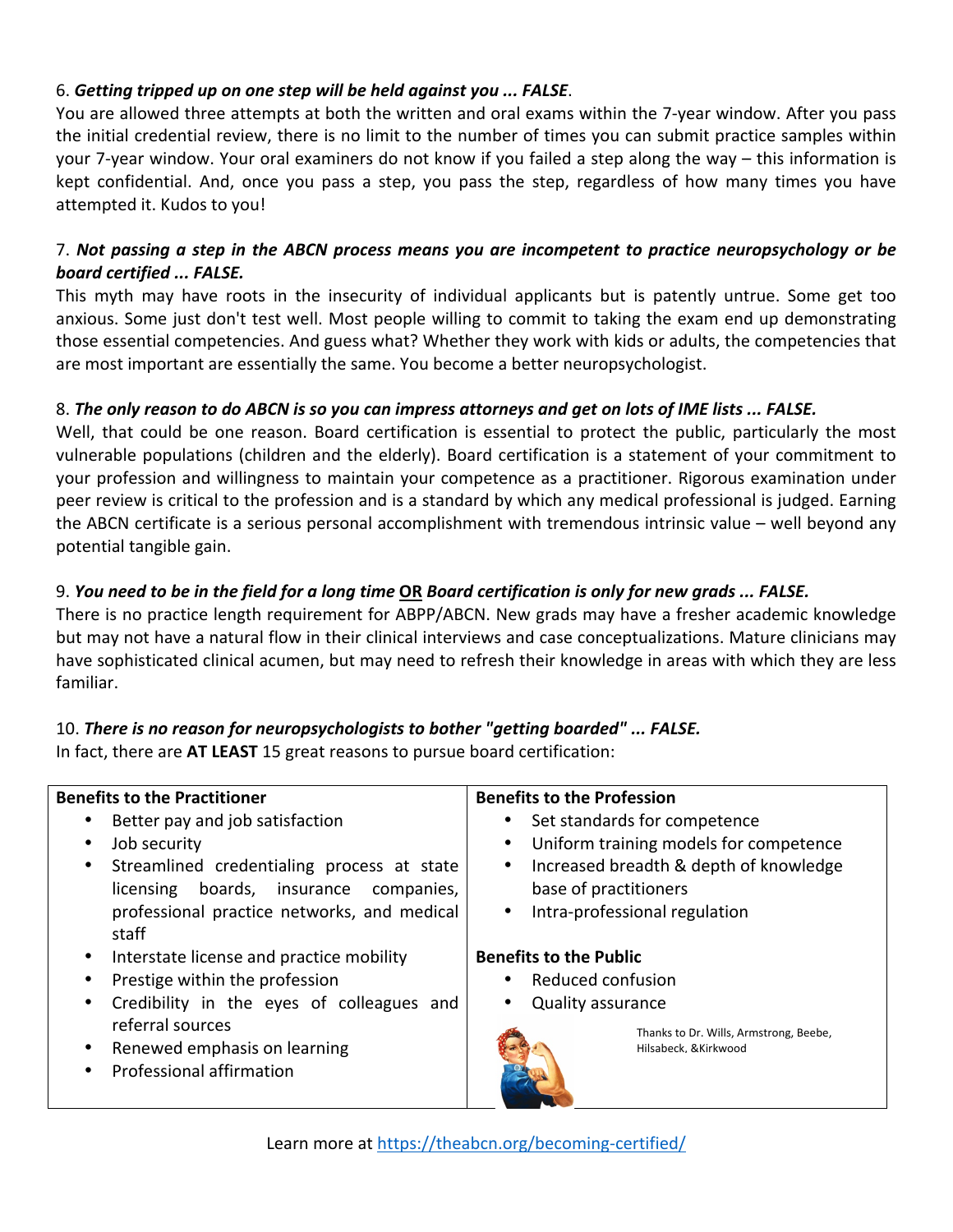6. ***Getting tripped up on one step will be held against you ... FALSE***.
You are allowed three attempts at both the written and oral exams within the 7-year window. After you pass the initial credential review, there is no limit to the number of times you can submit practice samples within your 7-year window. Your oral examiners do not know if you failed a step along the way – this information is kept confidential. And, once you pass a step, you pass the step, regardless of how many times you have attempted it. Kudos to you!

7. ***Not passing a step in the ABCN process means you are incompetent to practice neuropsychology or be board certified ... FALSE.***
This myth may have roots in the insecurity of individual applicants but is patently untrue. Some get too anxious. Some just don't test well. Most people willing to commit to taking the exam end up demonstrating those essential competencies. And guess what? Whether they work with kids or adults, the competencies that are most important are essentially the same. You become a better neuropsychologist.

8. ***The only reason to do ABCN is so you can impress attorneys and get on lots of IME lists ... FALSE.***
Well, that could be one reason. Board certification is essential to protect the public, particularly the most vulnerable populations (children and the elderly). Board certification is a statement of your commitment to your profession and willingness to maintain your competence as a practitioner. Rigorous examination under peer review is critical to the profession and is a standard by which any medical professional is judged. Earning the ABCN certificate is a serious personal accomplishment with tremendous intrinsic value – well beyond any potential tangible gain.

9. ***You need to be in the field for a long time <u>OR</u> Board certification is only for new grads ... FALSE.***
There is no practice length requirement for ABPP/ABCN. New grads may have a fresher academic knowledge but may not have a natural flow in their clinical interviews and case conceptualizations. Mature clinicians may have sophisticated clinical acumen, but may need to refresh their knowledge in areas with which they are less familiar.

10. ***There is no reason for neuropsychologists to bother "getting boarded" ... FALSE.***
In fact, there are **AT LEAST** 15 great reasons to pursue board certification:

| **Benefits to the Practitioner** | **Benefits to the Profession** |
|---|---|
| • Better pay and job satisfaction<br>• Job security<br>• Streamlined credentialing process at state licensing boards, insurance companies, professional practice networks, and medical staff<br>• Interstate license and practice mobility<br>• Prestige within the profession<br>• Credibility in the eyes of colleagues and referral sources<br>• Renewed emphasis on learning<br>• Professional affirmation | • Set standards for competence<br>• Uniform training models for competence<br>• Increased breadth & depth of knowledge base of practitioners<br>• Intra-professional regulation<br><br>**Benefits to the Public**<br>• Reduced confusion<br>• Quality assurance<br><br>Thanks to Dr. Wills, Armstrong, Beebe, Hilsabeck, &Kirkwood |

Learn more at https://theabcn.org/becoming-certified/